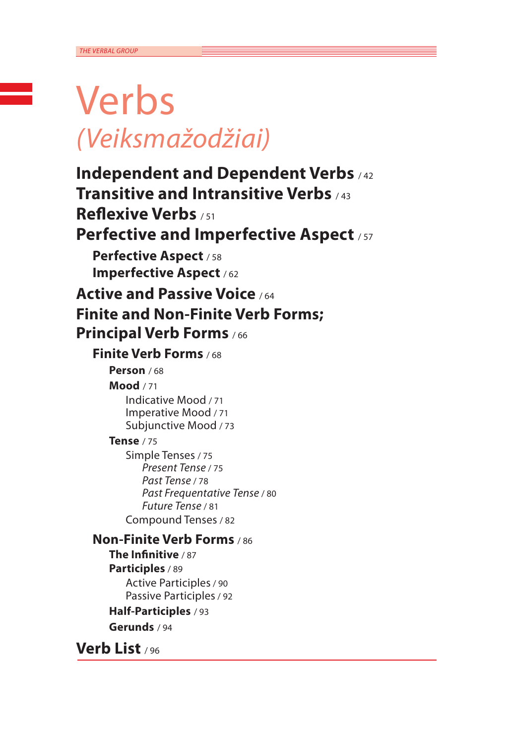# Verbs

## *(Veiksmažodžiai)*

**Independent and Dependent Verbs** / 42
**Transitive and Intransitive Verbs** / 43
**Reflexive Verbs** / 51
**Perfective and Imperfective Aspect** / 57

- **Perfective Aspect** / 58
- **Imperfective Aspect** / 62

**Active and Passive Voice** / 64
**Finite and Non-Finite Verb Forms; Principal Verb Forms** / 66

- **Finite Verb Forms** / 68
  - **Person** / 68
  - **Mood** / 71
    - Indicative Mood / 71
    - Imperative Mood / 71
    - Subjunctive Mood / 73
  - **Tense** / 75
    - Simple Tenses / 75
      - *Present Tense* / 75
      - *Past Tense* / 78
      - *Past Frequentative Tense* / 80
      - *Future Tense* / 81
    - Compound Tenses / 82
- **Non-Finite Verb Forms** / 86
  - **The Infinitive** / 87
  - **Participles** / 89
    - Active Participles / 90
    - Passive Participles / 92
  - **Half-Participles** / 93
  - **Gerunds** / 94

**Verb List** / 96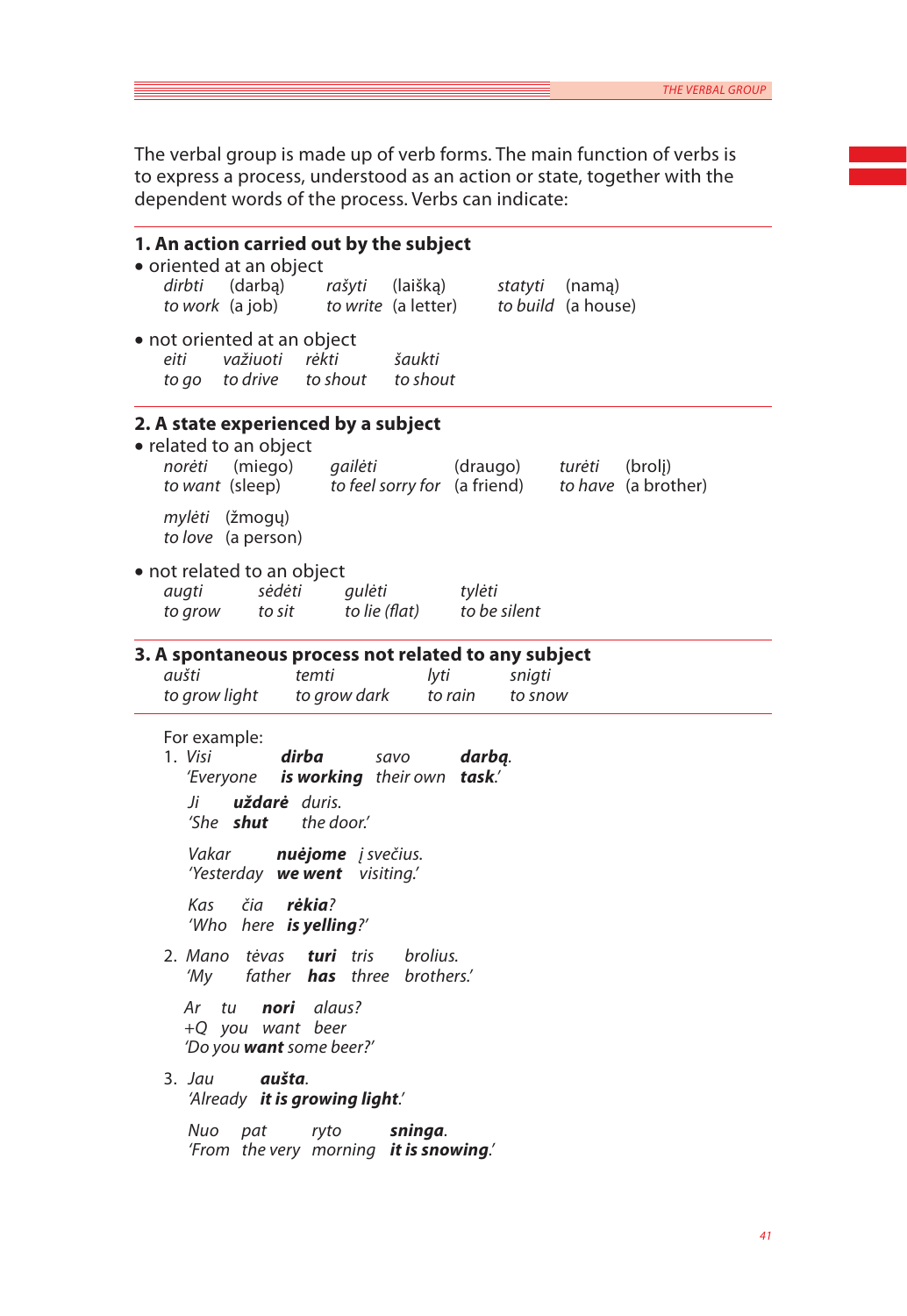The verbal group is made up of verb forms. The main function of verbs is to express a process, understood as an action or state, together with the dependent words of the process. Verbs can indicate:

## 1. An action carried out by the subject

- oriented at an object

| *dirbti* | (darbą) | *rašyti* | (laišką) | *statyti* | (namą) |
|---|---|---|---|---|---|
| *to work* | (a job) | *to write* | (a letter) | *to build* | (a house) |

- not oriented at an object

| *eiti* | *važiuoti* | *rėkti* | *šaukti* |
|---|---|---|---|
| *to go* | *to drive* | *to shout* | *to shout* |

## 2. A state experienced by a subject

- related to an object

| *norėti* | (miego) | *gailėti* | (draugo) | *turėti* | (brolį) |
|---|---|---|---|---|---|
| *to want* | (sleep) | *to feel sorry for* | (a friend) | *to have* | (a brother) |

| *mylėti* | (žmogų) |
|---|---|
| *to love* | (a person) |

- not related to an object

| *augti* | *sėdėti* | *gulėti* | *tylėti* |
|---|---|---|---|
| *to grow* | *to sit* | *to lie (flat)* | *to be silent* |

## 3. A spontaneous process not related to any subject

| *aušti* | *temti* | *lyti* | *snigti* |
|---|---|---|---|
| *to grow light* | *to grow dark* | *to rain* | *to snow* |

For example:

1. *Visi* ***dirba*** *savo* ***darbą****.*
   *'Everyone* ***is working*** *their own* ***task****.'*

   *Ji* ***uždarė*** *duris.*
   *'She* ***shut*** *the door.'*

   *Vakar* ***nuėjome*** *į svečius.*
   *'Yesterday* ***we went*** *visiting.'*

   *Kas čia* ***rėkia****?*
   *'Who here* ***is yelling****?'*

2. *Mano tėvas* ***turi*** *tris brolius.*
   *'My father* ***has*** *three brothers.'*

   *Ar tu* ***nori*** *alaus?*
   *+Q you want beer*
   *'Do you* ***want*** *some beer?'*

3. *Jau* ***aušta****.*
   *'Already* ***it is growing light****.'*

   *Nuo pat ryto* ***sninga****.*
   *'From the very morning* ***it is snowing****.'*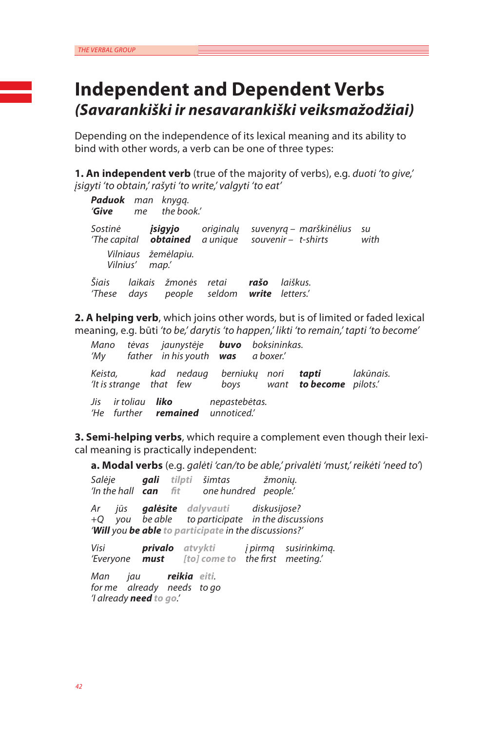# Independent and Dependent Verbs
## *(Savarankiški ir nesavarankiški veiksmažodžiai)*

Depending on the independence of its lexical meaning and its ability to bind with other words, a verb can be one of three types:

**1. An independent verb** (true of the majority of verbs), e.g. *duoti 'to give,' įsigyti 'to obtain,' rašyti 'to write,' valgyti 'to eat'*

| ***Paduok*** | *man* | *knygą.* |
|---|---|---|
| *'**Give*** | *me* | *the book.'* |

| *Sostinė* | ***įsigyjo*** | *originalų* | *suvenyrą –* | *marškinėlius* | *su* | *Vilniaus* | *žemėlapiu.* |
|---|---|---|---|---|---|---|---|
| *'The capital* | ***obtained*** | *a unique* | *souvenir –* | *t-shirts* | *with* | *Vilnius'* | *map.'* |

| *Šiais* | *laikais* | *žmonės* | *retai* | ***rašo*** | *laiškus.* |
|---|---|---|---|---|---|
| *'These* | *days* | *people* | *seldom* | ***write*** | *letters.'* |

**2. A helping verb**, which joins other words, but is of limited or faded lexical meaning, e.g. būti *'to be,' darytis 'to happen,' likti 'to remain,' tapti 'to become'*

| *Mano* | *tėvas* | *jaunystėje* | ***buvo*** | *boksininkas.* |
|---|---|---|---|---|
| *'My* | *father* | *in his youth* | ***was*** | *a boxer.'* |

| *Keista,* | *kad* | *nedaug* | *berniukų* | *nori* | ***tapti*** | *lakūnais.* |
|---|---|---|---|---|---|---|
| *'It is strange* | *that* | *few* | *boys* | *want* | ***to become*** | *pilots.'* |

| *Jis* | *ir toliau* | ***liko*** | *nepastebėtas.* |
|---|---|---|---|
| *'He* | *further* | ***remained*** | *unnoticed.'* |

**3. Semi-helping verbs**, which require a complement even though their lexical meaning is practically independent:

**a. Modal verbs** (e.g. *galėti 'can/to be able,' privalėti 'must,' reikėti 'need to'*)

| *Salėje* | ***gali*** | *tilpti* | *šimtas* | *žmonių.* |
|---|---|---|---|---|
| *'In the hall* | ***can*** | *fit* | *one hundred* | *people.'* |

| *Ar* | *jūs* | ***galėsite*** | *dalyvauti* | *diskusijose?* |
|---|---|---|---|---|
| *+Q* | *you* | *be able* | *to participate* | *in the discussions* |

*'**Will** you **be able** to participate in the discussions?'*

| *Visi* | ***privalo*** | *atvykti* | *į pirmą* | *susirinkimą.* |
|---|---|---|---|---|
| *'Everyone* | ***must*** | *[to] come to* | *the first* | *meeting.'* |

| *Man* | *jau* | ***reikia*** | *eiti.* |
|---|---|---|---|
| *for me* | *already* | *needs* | *to go* |

*'I already **need** to go.'*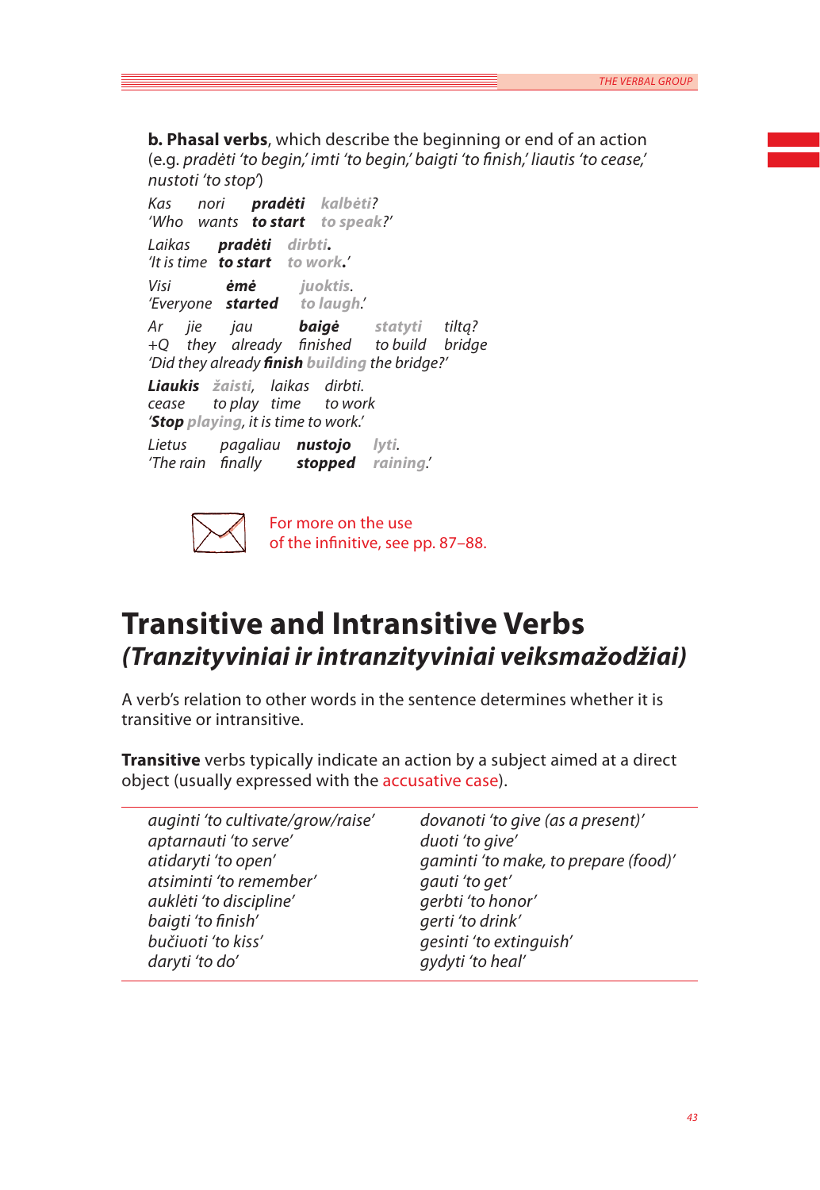**b. Phasal verbs**, which describe the beginning or end of an action (e.g. *pradėti* 'to begin,' *imti* 'to begin,' *baigti* 'to finish,' *liautis* 'to cease,' *nustoti* 'to stop')

*Kas nori* ***pradėti*** *kalbėti?*
*'Who wants* ***to start*** *to speak?'*

*Laikas* ***pradėti*** *dirbti.*
*'It is time* ***to start*** *to work.'*

*Visi* ***ėmė*** *juoktis.*
*'Everyone* ***started*** *to laugh.'*

*Ar jie jau* ***baigė*** *statyti tiltą?*
*+Q they already finished to build bridge*
*'Did they already* ***finish*** *building the bridge?'*

***Liaukis*** *žaisti, laikas dirbti.*
*cease to play time to work*
*'****Stop*** *playing, it is time to work.'*

*Lietus pagaliau* ***nustojo*** *lyti.*
*'The rain finally* ***stopped*** *raining.'*

For more on the use of the infinitive, see pp. 87–88.

# Transitive and Intransitive Verbs
## *(Tranzityviniai ir intranzityviniai veiksmažodžiai)*

A verb's relation to other words in the sentence determines whether it is transitive or intransitive.

**Transitive** verbs typically indicate an action by a subject aimed at a direct object (usually expressed with the accusative case).

| | |
|---|---|
| *auginti 'to cultivate/grow/raise'* | *dovanoti 'to give (as a present)'* |
| *aptarnauti 'to serve'* | *duoti 'to give'* |
| *atidaryti 'to open'* | *gaminti 'to make, to prepare (food)'* |
| *atsiminti 'to remember'* | *gauti 'to get'* |
| *auklėti 'to discipline'* | *gerbti 'to honor'* |
| *baigti 'to finish'* | *gerti 'to drink'* |
| *bučiuoti 'to kiss'* | *gesinti 'to extinguish'* |
| *daryti 'to do'* | *gydyti 'to heal'* |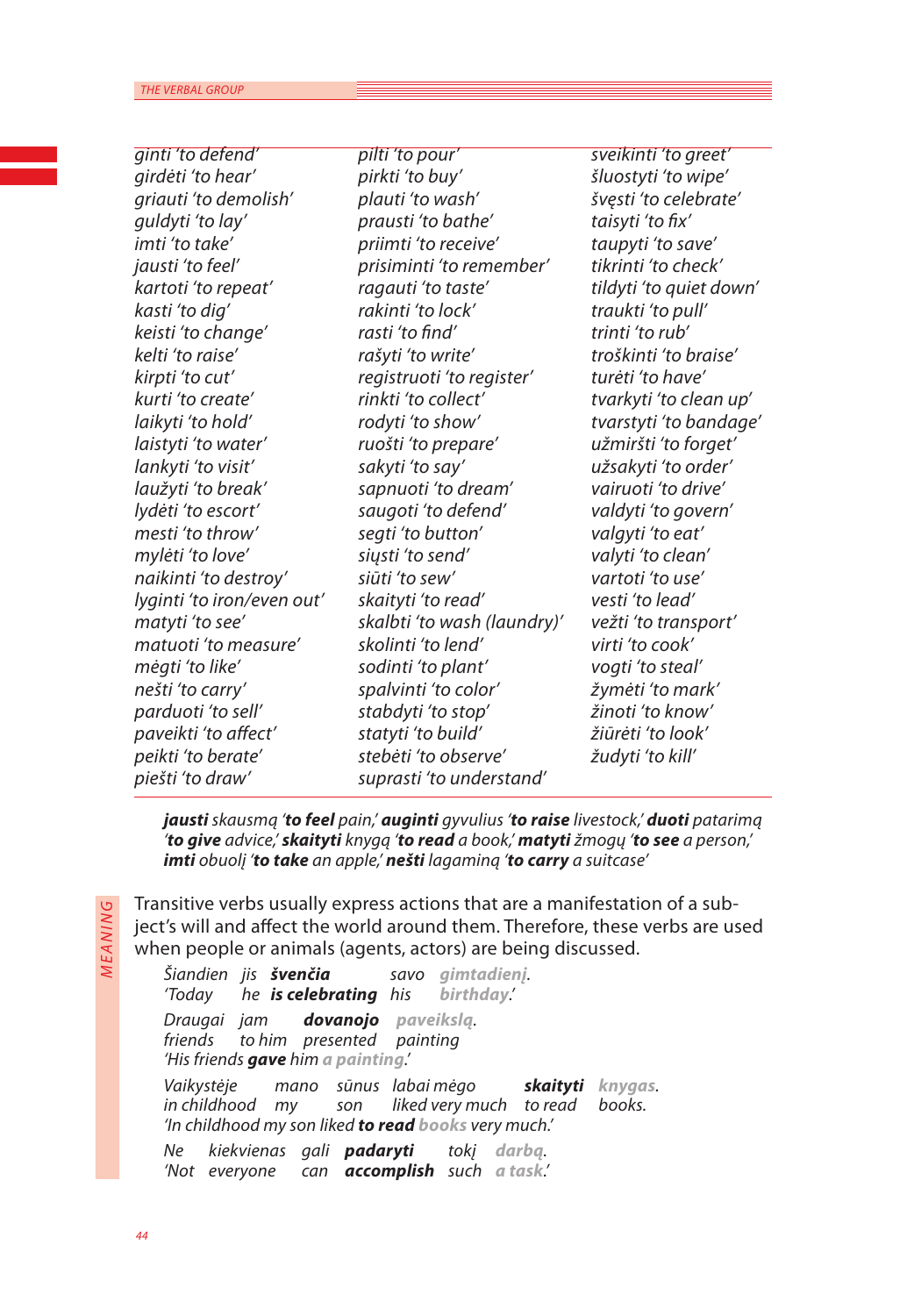*ginti 'to defend'*
*girdėti 'to hear'*
*griauti 'to demolish'*
*guldyti 'to lay'*
*imti 'to take'*
*jausti 'to feel'*
*kartoti 'to repeat'*
*kasti 'to dig'*
*keisti 'to change'*
*kelti 'to raise'*
*kirpti 'to cut'*
*kurti 'to create'*
*laikyti 'to hold'*
*laistyti 'to water'*
*lankyti 'to visit'*
*laužyti 'to break'*
*lydėti 'to escort'*
*mesti 'to throw'*
*mylėti 'to love'*
*naikinti 'to destroy'*
*lyginti 'to iron/even out'*
*matyti 'to see'*
*matuoti 'to measure'*
*mėgti 'to like'*
*nešti 'to carry'*
*parduoti 'to sell'*
*paveikti 'to affect'*
*peikti 'to berate'*
*piešti 'to draw'*
*pilti 'to pour'*
*pirkti 'to buy'*
*plauti 'to wash'*
*prausti 'to bathe'*
*priimti 'to receive'*
*prisiminti 'to remember'*
*ragauti 'to taste'*
*rakinti 'to lock'*
*rasti 'to find'*
*rašyti 'to write'*
*registruoti 'to register'*
*rinkti 'to collect'*
*rodyti 'to show'*
*ruošti 'to prepare'*
*sakyti 'to say'*
*sapnuoti 'to dream'*
*saugoti 'to defend'*
*segti 'to button'*
*siųsti 'to send'*
*siūti 'to sew'*
*skaityti 'to read'*
*skalbti 'to wash (laundry)'*
*skolinti 'to lend'*
*sodinti 'to plant'*
*spalvinti 'to color'*
*stabdyti 'to stop'*
*statyti 'to build'*
*stebėti 'to observe'*
*suprasti 'to understand'*
*sveikinti 'to greet'*
*šluostyti 'to wipe'*
*švęsti 'to celebrate'*
*taisyti 'to fix'*
*taupyti 'to save'*
*tikrinti 'to check'*
*tildyti 'to quiet down'*
*traukti 'to pull'*
*trinti 'to rub'*
*troškinti 'to braise'*
*turėti 'to have'*
*tvarkyti 'to clean up'*
*tvarstyti 'to bandage'*
*užmiršti 'to forget'*
*užsakyti 'to order'*
*vairuoti 'to drive'*
*valdyti 'to govern'*
*valgyti 'to eat'*
*valyti 'to clean'*
*vartoti 'to use'*
*vesti 'to lead'*
*vežti 'to transport'*
*virti 'to cook'*
*vogti 'to steal'*
*žymėti 'to mark'*
*žinoti 'to know'*
*žiūrėti 'to look'*
*žudyti 'to kill'*

***jausti** skausmą '**to feel** pain,' **auginti** gyvulius '**to raise** livestock,' **duoti** patarimą '**to give** advice,' **skaityti** knygą '**to read** a book,' **matyti** žmogų '**to see** a person,' **imti** obuolį '**to take** an apple,' **nešti** lagaminą '**to carry** a suitcase'*

MEANING

Transitive verbs usually express actions that are a manifestation of a subject's will and affect the world around them. Therefore, these verbs are used when people or animals (agents, actors) are being discussed.

*Šiandien jis **švenčia** savo **gimtadienį**.*
*'Today he **is celebrating** his **birthday**.'*

*Draugai jam **dovanojo** **paveikslą**.*
*friends to him presented painting*
*'His friends **gave** him **a painting**.'*

*Vaikystėje mano sūnus labai mėgo **skaityti** **knygas**.*
*in childhood my son liked very much to read books.*
*'In childhood my son liked **to read** **books** very much.'*

*Ne kiekvienas gali **padaryti** tokį **darbą**.*
*'Not everyone can **accomplish** such **a task**.'*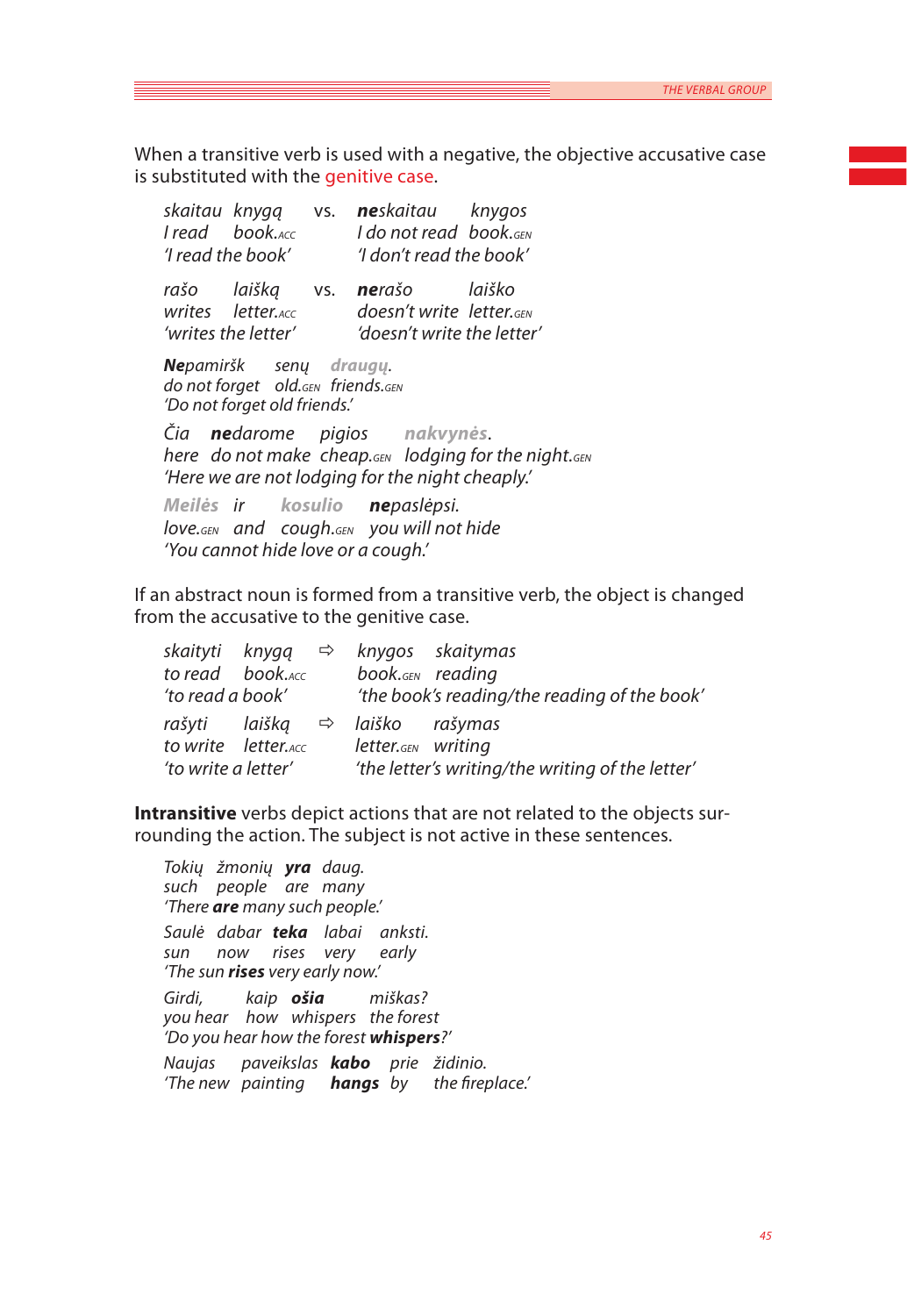When a transitive verb is used with a negative, the objective accusative case is substituted with the genitive case.

| | | | | |
|---|---|---|---|---|
| *skaitau* | *knygą* | vs. | ***ne**skaitau* | *knygos* |
| *I read* | *book.ACC* | | *I do not read* | *book.GEN* |
| *'I read the book'* | | | *'I don't read the book'* | |

| | | | | |
|---|---|---|---|---|
| *rašo* | *laišką* | vs. | ***ne**rašo* | *laiško* |
| *writes* | *letter.ACC* | | *doesn't write* | *letter.GEN* |
| *'writes the letter'* | | | *'doesn't write the letter'* | |

***Ne**pamiršk senų **draugų**.*
*do not forget old.GEN friends.GEN*
*'Do not forget old friends.'*

*Čia **ne**darome pigios **nakvynės**.*
*here do not make cheap.GEN lodging for the night.GEN*
*'Here we are not lodging for the night cheaply.'*

***Meilės** ir **kosulio** **ne**paslėpsi.*
*love.GEN and cough.GEN you will not hide*
*'You cannot hide love or a cough.'*

If an abstract noun is formed from a transitive verb, the object is changed from the accusative to the genitive case.

| | | | | |
|---|---|---|---|---|
| *skaityti* | *knygą* | ⇨ | *knygos* | *skaitymas* |
| *to read* | *book.ACC* | | *book.GEN* | *reading* |
| *'to read a book'* | | | *'the book's reading/the reading of the book'* | |
| *rašyti* | *laišką* | ⇨ | *laiško* | *rašymas* |
| *to write* | *letter.ACC* | | *letter.GEN* | *writing* |
| *'to write a letter'* | | | *'the letter's writing/the writing of the letter'* | |

**Intransitive** verbs depict actions that are not related to the objects surrounding the action. The subject is not active in these sentences.

*Tokių žmonių **yra** daug.*
*such people are many*
*'There **are** many such people.'*

*Saulė dabar **teka** labai anksti.*
*sun now rises very early*
*'The sun **rises** very early now.'*

*Girdi, kaip **ošia** miškas?*
*you hear how whispers the forest*
*'Do you hear how the forest **whispers**?'*

*Naujas paveikslas **kabo** prie židinio.*
*'The new painting **hangs** by the fireplace.'*